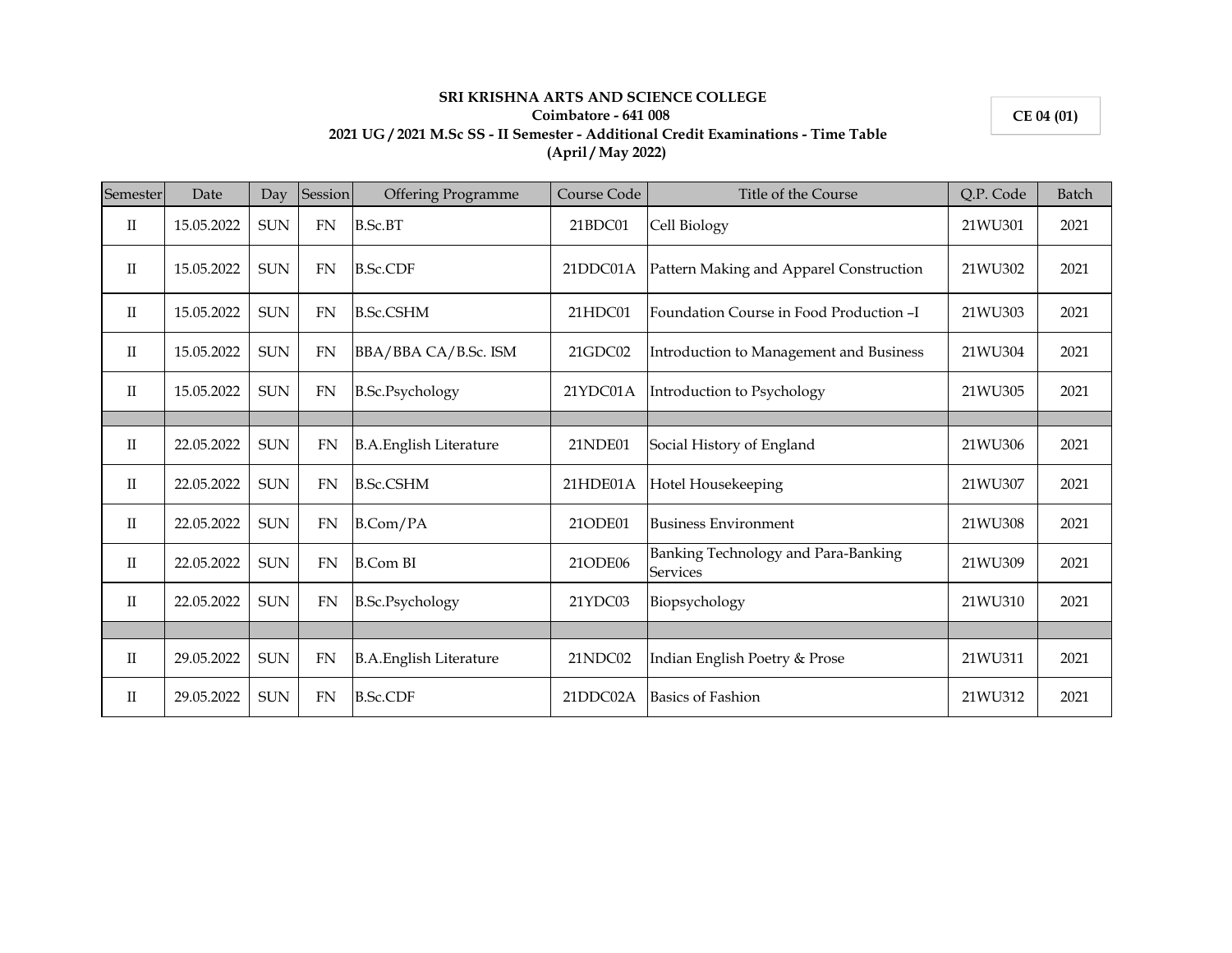**SRI KRISHNA ARTS AND SCIENCE COLLEGE**

**Coimbatore - 641 008**

**2021 UG / 2021 M.Sc SS - II Semester - Additional Credit Examinations - Time Table**

**(April / May 2022)**

**CE 04 (01)**

| Semester | Date | Day | Session | Offering Programme | Course Code | Title of the Course | Q.P. Code | Batch |
|---|---|---|---|---|---|---|---|---|
| II | 15.05.2022 | SUN | FN | B.Sc.BT | 21BDC01 | Cell Biology | 21WU301 | 2021 |
| II | 15.05.2022 | SUN | FN | B.Sc.CDF | 21DDC01A | Pattern Making and Apparel Construction | 21WU302 | 2021 |
| II | 15.05.2022 | SUN | FN | B.Sc.CSHM | 21HDC01 | Foundation Course in Food Production –I | 21WU303 | 2021 |
| II | 15.05.2022 | SUN | FN | BBA/BBA CA/B.Sc. ISM | 21GDC02 | Introduction to Management and Business | 21WU304 | 2021 |
| II | 15.05.2022 | SUN | FN | B.Sc.Psychology | 21YDC01A | Introduction to Psychology | 21WU305 | 2021 |
| | | | | | | | | |
| II | 22.05.2022 | SUN | FN | B.A.English Literature | 21NDE01 | Social History of England | 21WU306 | 2021 |
| II | 22.05.2022 | SUN | FN | B.Sc.CSHM | 21HDE01A | Hotel Housekeeping | 21WU307 | 2021 |
| II | 22.05.2022 | SUN | FN | B.Com/PA | 21ODE01 | Business Environment | 21WU308 | 2021 |
| II | 22.05.2022 | SUN | FN | B.Com BI | 21ODE06 | Banking Technology and Para-Banking Services | 21WU309 | 2021 |
| II | 22.05.2022 | SUN | FN | B.Sc.Psychology | 21YDC03 | Biopsychology | 21WU310 | 2021 |
| | | | | | | | | |
| II | 29.05.2022 | SUN | FN | B.A.English Literature | 21NDC02 | Indian English Poetry & Prose | 21WU311 | 2021 |
| II | 29.05.2022 | SUN | FN | B.Sc.CDF | 21DDC02A | Basics of Fashion | 21WU312 | 2021 |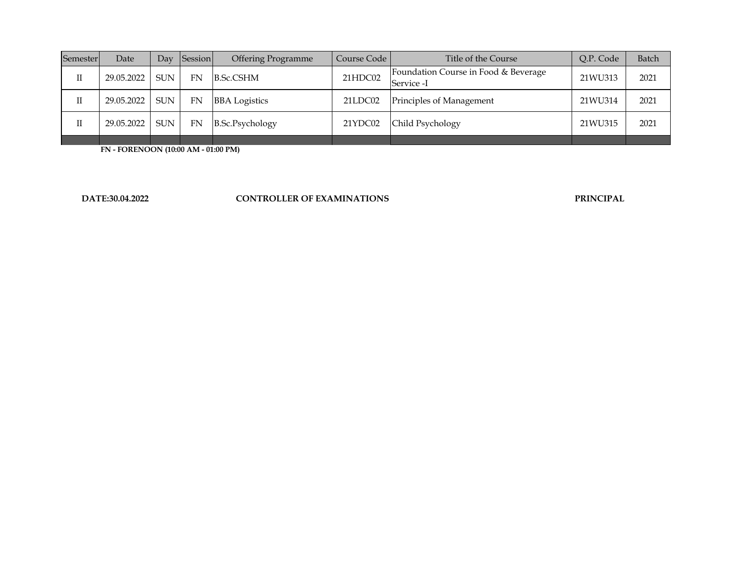| Semester | Date | Day | Session | Offering Programme | Course Code | Title of the Course | Q.P. Code | Batch |
|---|---|---|---|---|---|---|---|---|
| II | 29.05.2022 | SUN | FN | B.Sc.CSHM | 21HDC02 | Foundation Course in Food & Beverage Service -I | 21WU313 | 2021 |
| II | 29.05.2022 | SUN | FN | BBA Logistics | 21LDC02 | Principles of Management | 21WU314 | 2021 |
| II | 29.05.2022 | SUN | FN | B.Sc.Psychology | 21YDC02 | Child Psychology | 21WU315 | 2021 |

**FN - FORENOON (10:00 AM - 01:00 PM)**

**DATE:30.04.2022** **CONTROLLER OF EXAMINATIONS** **PRINCIPAL**